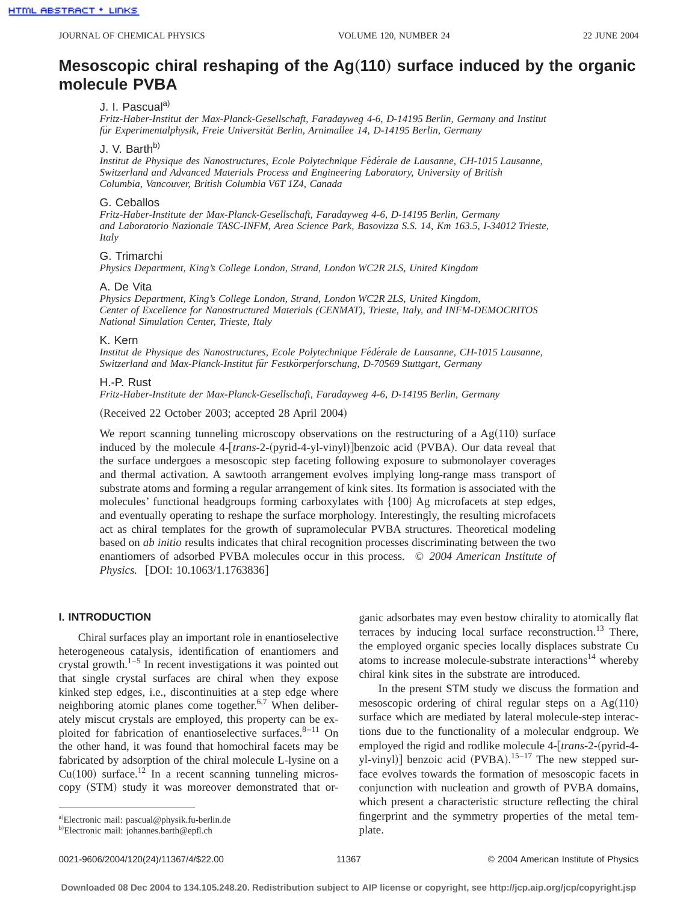# Mesoscopic chiral reshaping of the Ag(110) surface induced by the organic molecule PVBA

J. I. Pascual[a)]
*Fritz-Haber-Institut der Max-Planck-Gesellschaft, Faradayweg 4-6, D-14195 Berlin, Germany and Institut für Experimentalphysik, Freie Universität Berlin, Arnimallee 14, D-14195 Berlin, Germany*

J. V. Barth[b)]
*Institut de Physique des Nanostructures, Ecole Polytechnique Fédérale de Lausanne, CH-1015 Lausanne, Switzerland and Advanced Materials Process and Engineering Laboratory, University of British Columbia, Vancouver, British Columbia V6T 1Z4, Canada*

G. Ceballos
*Fritz-Haber-Institute der Max-Planck-Gesellschaft, Faradayweg 4-6, D-14195 Berlin, Germany and Laboratorio Nazionale TASC-INFM, Area Science Park, Basovizza S.S. 14, Km 163.5, I-34012 Trieste, Italy*

G. Trimarchi
*Physics Department, King's College London, Strand, London WC2R 2LS, United Kingdom*

A. De Vita
*Physics Department, King's College London, Strand, London WC2R 2LS, United Kingdom, Center of Excellence for Nanostructured Materials (CENMAT), Trieste, Italy, and INFM-DEMOCRITOS National Simulation Center, Trieste, Italy*

K. Kern
*Institut de Physique des Nanostructures, Ecole Polytechnique Fédérale de Lausanne, CH-1015 Lausanne, Switzerland and Max-Planck-Institut für Festkörperforschung, D-70569 Stuttgart, Germany*

H.-P. Rust
*Fritz-Haber-Institute der Max-Planck-Gesellschaft, Faradayweg 4-6, D-14195 Berlin, Germany*

(Received 22 October 2003; accepted 28 April 2004)

We report scanning tunneling microscopy observations on the restructuring of a Ag(110) surface induced by the molecule 4-[*trans*-2-(pyrid-4-yl-vinyl)]benzoic acid (PVBA). Our data reveal that the surface undergoes a mesoscopic step faceting following exposure to submonolayer coverages and thermal activation. A sawtooth arrangement evolves implying long-range mass transport of substrate atoms and forming a regular arrangement of kink sites. Its formation is associated with the molecules' functional headgroups forming carboxylates with {100} Ag microfacets at step edges, and eventually operating to reshape the surface morphology. Interestingly, the resulting microfacets act as chiral templates for the growth of supramolecular PVBA structures. Theoretical modeling based on *ab initio* results indicates that chiral recognition processes discriminating between the two enantiomers of adsorbed PVBA molecules occur in this process. © *2004 American Institute of Physics.* [DOI: 10.1063/1.1763836]

## I. INTRODUCTION

Chiral surfaces play an important role in enantioselective heterogeneous catalysis, identification of enantiomers and crystal growth.[1–5] In recent investigations it was pointed out that single crystal surfaces are chiral when they expose kinked step edges, i.e., discontinuities at a step edge where neighboring atomic planes come together.[6,7] When deliberately miscut crystals are employed, this property can be exploited for fabrication of enantioselective surfaces.[8–11] On the other hand, it was found that homochiral facets may be fabricated by adsorption of the chiral molecule L-lysine on a Cu(100) surface.[12] In a recent scanning tunneling microscopy (STM) study it was moreover demonstrated that organic adsorbates may even bestow chirality to atomically flat terraces by inducing local surface reconstruction.[13] There, the employed organic species locally displaces substrate Cu atoms to increase molecule-substrate interactions[14] whereby chiral kink sites in the substrate are introduced.

In the present STM study we discuss the formation and mesoscopic ordering of chiral regular steps on a Ag(110) surface which are mediated by lateral molecule-step interactions due to the functionality of a molecular endgroup. We employed the rigid and rodlike molecule 4-[*trans*-2-(pyrid-4-yl-vinyl)] benzoic acid (PVBA).[15–17] The new stepped surface evolves towards the formation of mesoscopic facets in conjunction with nucleation and growth of PVBA domains, which present a characteristic structure reflecting the chiral fingerprint and the symmetry properties of the metal template.

[a)]Electronic mail: pascual@physik.fu-berlin.de
[b)]Electronic mail: johannes.barth@epfl.ch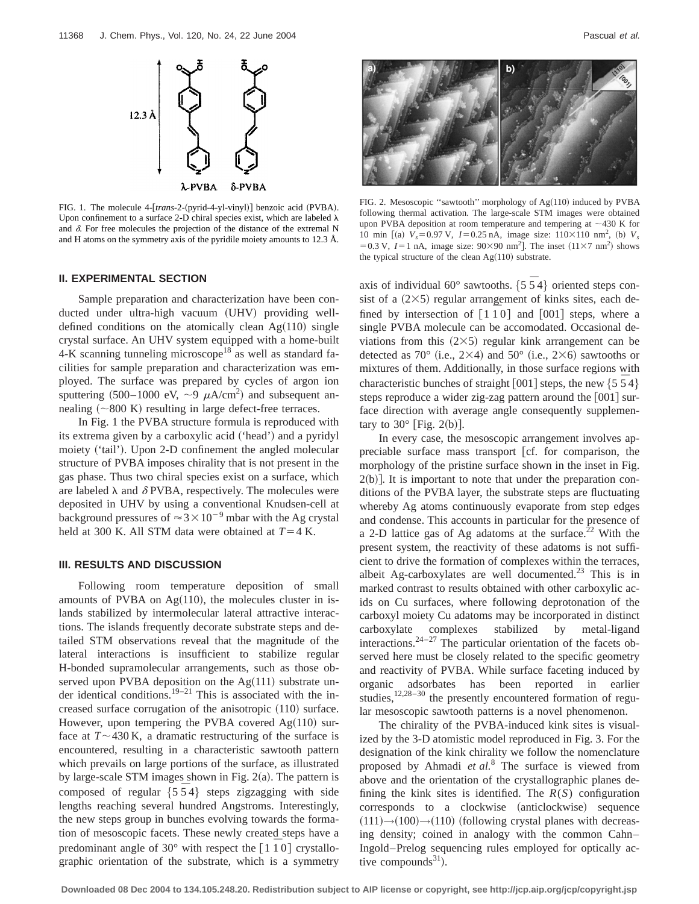FIG. 1. The molecule 4-[*trans*-2-(pyrid-4-yl-vinyl)] benzoic acid (PVBA). Upon confinement to a surface 2-D chiral species exist, which are labeled λ and δ. For free molecules the projection of the distance of the extremal N and H atoms on the symmetry axis of the pyridile moiety amounts to 12.3 Å.

FIG. 2. Mesoscopic ''sawtooth'' morphology of Ag(110) induced by PVBA following thermal activation. The large-scale STM images were obtained upon PVBA deposition at room temperature and tempering at ∼430 K for 10 min [(a) $V_s$ = 0.97 V, $I$ = 0.25 nA, image size: 110×110 nm$^2$, (b) $V_s$ = 0.3 V, $I$ = 1 nA, image size: 90×90 nm$^2$]. The inset (11×7 nm$^2$) shows the typical structure of the clean Ag(110) substrate.

## II. EXPERIMENTAL SECTION

Sample preparation and characterization have been conducted under ultra-high vacuum (UHV) providing well-defined conditions on the atomically clean Ag(110) single crystal surface. An UHV system equipped with a home-built 4-K scanning tunneling microscope[18] as well as standard facilities for sample preparation and characterization was employed. The surface was prepared by cycles of argon ion sputtering (500–1000 eV, ∼9 $\mu$A/cm$^2$) and subsequent annealing (∼800 K) resulting in large defect-free terraces.

In Fig. 1 the PVBA structure formula is reproduced with its extrema given by a carboxylic acid ('head') and a pyridyl moiety ('tail'). Upon 2-D confinement the angled molecular structure of PVBA imposes chirality that is not present in the gas phase. Thus two chiral species exist on a surface, which are labeled λ and δ PVBA, respectively. The molecules were deposited in UHV by using a conventional Knudsen-cell at background pressures of ≈3×10$^{-9}$ mbar with the Ag crystal held at 300 K. All STM data were obtained at $T$ = 4 K.

## III. RESULTS AND DISCUSSION

Following room temperature deposition of small amounts of PVBA on Ag(110), the molecules cluster in islands stabilized by intermolecular lateral attractive interactions. The islands frequently decorate substrate steps and detailed STM observations reveal that the magnitude of the lateral interactions is insufficient to stabilize regular H-bonded supramolecular arrangements, such as those observed upon PVBA deposition on the Ag(111) substrate under identical conditions.[19–21] This is associated with the increased surface corrugation of the anisotropic (110) surface. However, upon tempering the PVBA covered Ag(110) surface at $T$∼430 K, a dramatic restructuring of the surface is encountered, resulting in a characteristic sawtooth pattern which prevails on large portions of the surface, as illustrated by large-scale STM images shown in Fig. 2(a). The pattern is composed of regular $\{5\,5\,\bar{4}\}$ steps zigzagging with side lengths reaching several hundred Angstroms. Interestingly, the new steps group in bunches evolving towards the formation of mesoscopic facets. These newly created steps have a predominant angle of 30° with respect the $[1\,\bar{1}\,0]$ crystallographic orientation of the substrate, which is a symmetry axis of individual 60° sawtooths. $\{5\,5\,\bar{4}\}$ oriented steps consist of a (2×5) regular arrangement of kinks sites, each defined by intersection of $[1\,\bar{1}\,0]$ and [001] steps, where a single PVBA molecule can be accomodated. Occasional deviations from this (2×5) regular kink arrangement can be detected as 70° (i.e., 2×4) and 50° (i.e., 2×6) sawtooths or mixtures of them. Additionally, in those surface regions with characteristic bunches of straight [001] steps, the new $\{5\,5\,\bar{4}\}$ steps reproduce a wider zig-zag pattern around the [001] surface direction with average angle consequently supplementary to 30° [Fig. 2(b)].

In every case, the mesoscopic arrangement involves appreciable surface mass transport [cf. for comparison, the morphology of the pristine surface shown in the inset in Fig. 2(b)]. It is important to note that under the preparation conditions of the PVBA layer, the substrate steps are fluctuating whereby Ag atoms continuously evaporate from step edges and condense. This accounts in particular for the presence of a 2-D lattice gas of Ag adatoms at the surface.[22] With the present system, the reactivity of these adatoms is not sufficient to drive the formation of complexes within the terraces, albeit Ag-carboxylates are well documented.[23] This is in marked contrast to results obtained with other carboxylic acids on Cu surfaces, where following deprotonation of the carboxyl moiety Cu adatoms may be incorporated in distinct carboxylate complexes stabilized by metal-ligand interactions.[24–27] The particular orientation of the facets observed here must be closely related to the specific geometry and reactivity of PVBA. While surface faceting induced by organic adsorbates has been reported in earlier studies,[12,28–30] the presently encountered formation of regular mesoscopic sawtooth patterns is a novel phenomenon.

The chirality of the PVBA-induced kink sites is visualized by the 3-D atomistic model reproduced in Fig. 3. For the designation of the kink chirality we follow the nomenclature proposed by Ahmadi *et al.*[8] The surface is viewed from above and the orientation of the crystallographic planes defining the kink sites is identified. The $R(S)$ configuration corresponds to a clockwise (anticlockwise) sequence (111)→(100)→(110) (following crystal planes with decreasing density; coined in analogy with the common Cahn–Ingold–Prelog sequencing rules employed for optically active compounds[31]).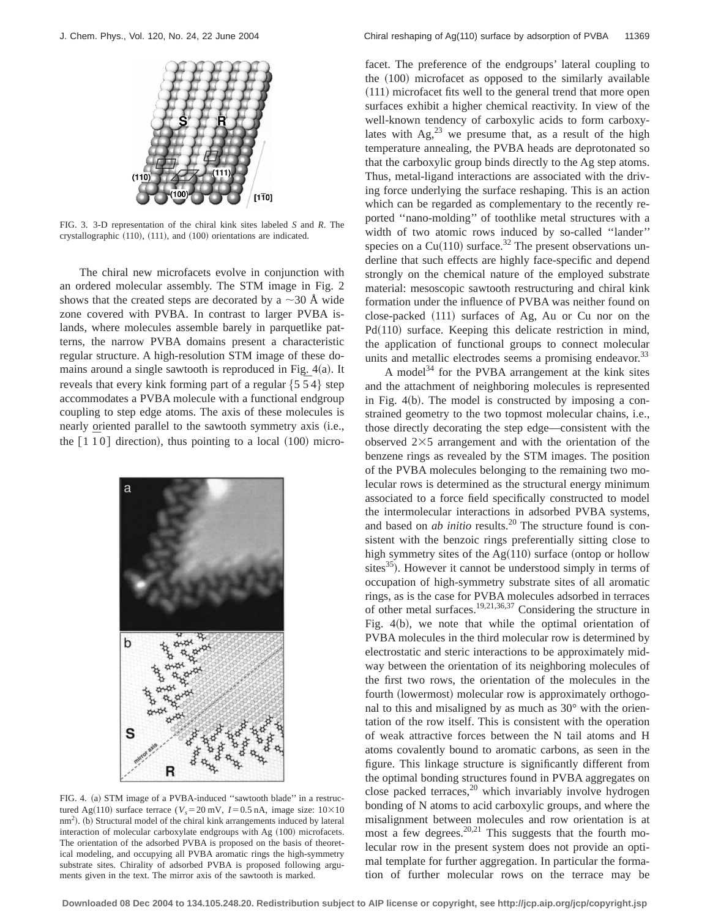FIG. 3. 3-D representation of the chiral kink sites labeled *S* and *R*. The crystallographic (110), (111), and (100) orientations are indicated.

The chiral new microfacets evolve in conjunction with an ordered molecular assembly. The STM image in Fig. 2 shows that the created steps are decorated by a ~30 Å wide zone covered with PVBA. In contrast to larger PVBA islands, where molecules assemble barely in parquetlike patterns, the narrow PVBA domains present a characteristic regular structure. A high-resolution STM image of these domains around a single sawtooth is reproduced in Fig. 4(a). It reveals that every kink forming part of a regular {5 5 4} step accommodates a PVBA molecule with a functional endgroup coupling to step edge atoms. The axis of these molecules is nearly oriented parallel to the sawtooth symmetry axis (i.e., the $[1\,\bar{1}\,0]$ direction), thus pointing to a local (100) microfacet. The preference of the endgroups' lateral coupling to the (100) microfacet as opposed to the similarly available (111) microfacet fits well to the general trend that more open surfaces exhibit a higher chemical reactivity. In view of the well-known tendency of carboxylic acids to form carboxylates with Ag,[23] we presume that, as a result of the high temperature annealing, the PVBA heads are deprotonated so that the carboxylic group binds directly to the Ag step atoms. Thus, metal-ligand interactions are associated with the driving force underlying the surface reshaping. This is an action which can be regarded as complementary to the recently reported "nano-molding" of toothlike metal structures with a width of two atomic rows induced by so-called "lander" species on a Cu(110) surface.[32] The present observations underline that such effects are highly face-specific and depend strongly on the chemical nature of the employed substrate material: mesoscopic sawtooth restructuring and chiral kink formation under the influence of PVBA was neither found on close-packed (111) surfaces of Ag, Au or Cu nor on the Pd(110) surface. Keeping this delicate restriction in mind, the application of functional groups to connect molecular units and metallic electrodes seems a promising endeavor.[33]

FIG. 4. (a) STM image of a PVBA-induced "sawtooth blade" in a restructured Ag(110) surface terrace ($V_s = 20$ mV, $I = 0.5$ nA, image size: $10\times10$ nm$^2$). (b) Structural model of the chiral kink arrangements induced by lateral interaction of molecular carboxylate endgroups with Ag (100) microfacets. The orientation of the adsorbed PVBA is proposed on the basis of theoretical modeling, and occupying all PVBA aromatic rings the high-symmetry substrate sites. Chirality of adsorbed PVBA is proposed following arguments given in the text. The mirror axis of the sawtooth is marked.

A model[34] for the PVBA arrangement at the kink sites and the attachment of neighboring molecules is represented in Fig. 4(b). The model is constructed by imposing a constrained geometry to the two topmost molecular chains, i.e., those directly decorating the step edge—consistent with the observed $2\times5$ arrangement and with the orientation of the benzene rings as revealed by the STM images. The position of the PVBA molecules belonging to the remaining two molecular rows is determined as the structural energy minimum associated to a force field specifically constructed to model the intermolecular interactions in adsorbed PVBA systems, and based on *ab initio* results.[20] The structure found is consistent with the benzoic rings preferentially sitting close to high symmetry sites of the Ag(110) surface (ontop or hollow sites[35]). However it cannot be understood simply in terms of occupation of high-symmetry substrate sites of all aromatic rings, as is the case for PVBA molecules adsorbed in terraces of other metal surfaces.[19,21,36,37] Considering the structure in Fig. 4(b), we note that while the optimal orientation of PVBA molecules in the third molecular row is determined by electrostatic and steric interactions to be approximately midway between the orientation of its neighboring molecules of the first two rows, the orientation of the molecules in the fourth (lowermost) molecular row is approximately orthogonal to this and misaligned by as much as 30° with the orientation of the row itself. This is consistent with the operation of weak attractive forces between the N tail atoms and H atoms covalently bound to aromatic carbons, as seen in the figure. This linkage structure is significantly different from the optimal bonding structures found in PVBA aggregates on close packed terraces,[20] which invariably involve hydrogen bonding of N atoms to acid carboxylic groups, and where the misalignment between molecules and row orientation is at most a few degrees.[20,21] This suggests that the fourth molecular row in the present system does not provide an optimal template for further aggregation. In particular the formation of further molecular rows on the terrace may be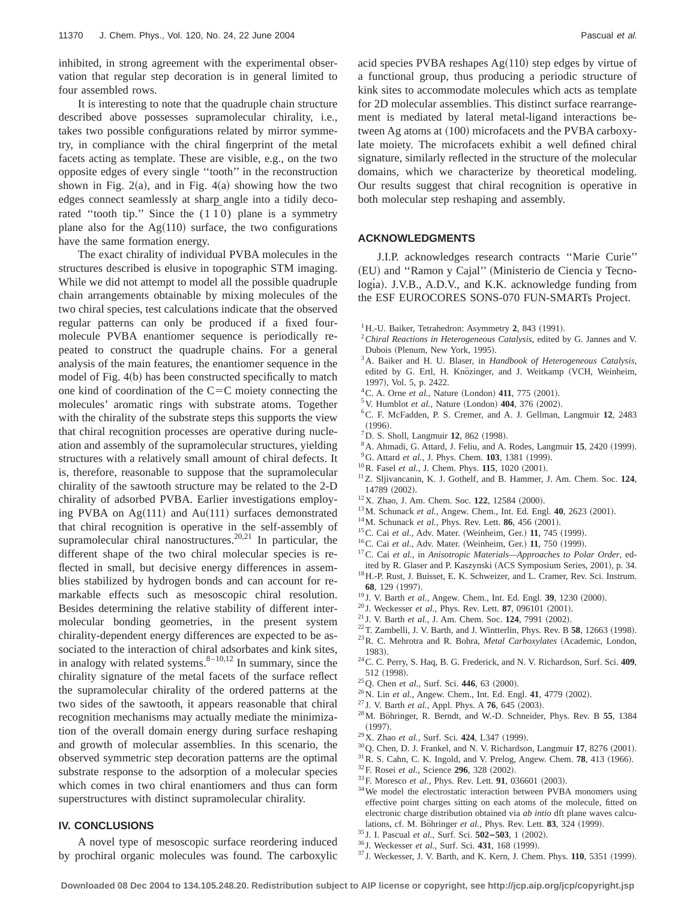inhibited, in strong agreement with the experimental observation that regular step decoration is in general limited to four assembled rows.

It is interesting to note that the quadruple chain structure described above possesses supramolecular chirality, i.e., takes two possible configurations related by mirror symmetry, in compliance with the chiral fingerprint of the metal facets acting as template. These are visible, e.g., on the two opposite edges of every single "tooth" in the reconstruction shown in Fig. 2(a), and in Fig. 4(a) showing how the two edges connect seamlessly at sharp angle into a tidily decorated "tooth tip." Since the $(1\bar{1}0)$ plane is a symmetry plane also for the Ag(110) surface, the two configurations have the same formation energy.

The exact chirality of individual PVBA molecules in the structures described is elusive in topographic STM imaging. While we did not attempt to model all the possible quadruple chain arrangements obtainable by mixing molecules of the two chiral species, test calculations indicate that the observed regular patterns can only be produced if a fixed four-molecule PVBA enantiomer sequence is periodically repeated to construct the quadruple chains. For a general analysis of the main features, the enantiomer sequence in the model of Fig. 4(b) has been constructed specifically to match one kind of coordination of the C=C moiety connecting the molecules' aromatic rings with substrate atoms. Together with the chirality of the substrate steps this supports the view that chiral recognition processes are operative during nucleation and assembly of the supramolecular structures, yielding structures with a relatively small amount of chiral defects. It is, therefore, reasonable to suppose that the supramolecular chirality of the sawtooth structure may be related to the 2-D chirality of adsorbed PVBA. Earlier investigations employing PVBA on Ag(111) and Au(111) surfaces demonstrated that chiral recognition is operative in the self-assembly of supramolecular chiral nanostructures.[20,21] In particular, the different shape of the two chiral molecular species is reflected in small, but decisive energy differences in assemblies stabilized by hydrogen bonds and can account for remarkable effects such as mesoscopic chiral resolution. Besides determining the relative stability of different intermolecular bonding geometries, in the present system chirality-dependent energy differences are expected to be associated to the interaction of chiral adsorbates and kink sites, in analogy with related systems.[8–10,12] In summary, since the chirality signature of the metal facets of the surface reflect the supramolecular chirality of the ordered patterns at the two sides of the sawtooth, it appears reasonable that chiral recognition mechanisms may actually mediate the minimization of the overall domain energy during surface reshaping and growth of molecular assemblies. In this scenario, the observed symmetric step decoration patterns are the optimal substrate response to the adsorption of a molecular species which comes in two chiral enantiomers and thus can form superstructures with distinct supramolecular chirality.

## IV. CONCLUSIONS

A novel type of mesoscopic surface reordering induced by prochiral organic molecules was found. The carboxylic acid species PVBA reshapes Ag(110) step edges by virtue of a functional group, thus producing a periodic structure of kink sites to accommodate molecules which acts as template for 2D molecular assemblies. This distinct surface rearrangement is mediated by lateral metal-ligand interactions between Ag atoms at (100) microfacets and the PVBA carboxylate moiety. The microfacets exhibit a well defined chiral signature, similarly reflected in the structure of the molecular domains, which we characterize by theoretical modeling. Our results suggest that chiral recognition is operative in both molecular step reshaping and assembly.

## ACKNOWLEDGMENTS

J.I.P. acknowledges research contracts "Marie Curie" (EU) and "Ramon y Cajal" (Ministerio de Ciencia y Tecnología). J.V.B., A.D.V., and K.K. acknowledge funding from the ESF EUROCORES SONS-070 FUN-SMARTs Project.

[1] H.-U. Baiker, Tetrahedron: Asymmetry **2**, 843 (1991).
[2] *Chiral Reactions in Heterogeneous Catalysis*, edited by G. Jannes and V. Dubois (Plenum, New York, 1995).
[3] A. Baiker and H. U. Blaser, in *Handbook of Heterogeneous Catalysis*, edited by G. Ertl, H. Knözinger, and J. Weitkamp (VCH, Weinheim, 1997), Vol. 5, p. 2422.
[4] C. A. Orne *et al.*, Nature (London) **411**, 775 (2001).
[5] V. Humblot *et al.*, Nature (London) **404**, 376 (2002).
[6] C. F. McFadden, P. S. Cremer, and A. J. Gellman, Langmuir **12**, 2483 (1996).
[7] D. S. Sholl, Langmuir **12**, 862 (1998).
[8] A. Ahmadi, G. Attard, J. Feliu, and A. Rodes, Langmuir **15**, 2420 (1999).
[9] G. Attard *et al.*, J. Phys. Chem. **103**, 1381 (1999).
[10] R. Fasel *et al.*, J. Chem. Phys. **115**, 1020 (2001).
[11] Z. Sljivancanin, K. J. Gothelf, and B. Hammer, J. Am. Chem. Soc. **124**, 14789 (2002).
[12] X. Zhao, J. Am. Chem. Soc. **122**, 12584 (2000).
[13] M. Schunack *et al.*, Angew. Chem., Int. Ed. Engl. **40**, 2623 (2001).
[14] M. Schunack *et al.*, Phys. Rev. Lett. **86**, 456 (2001).
[15] C. Cai *et al.*, Adv. Mater. (Weinheim, Ger.) **11**, 745 (1999).
[16] C. Cai *et al.*, Adv. Mater. (Weinheim, Ger.) **11**, 750 (1999).
[17] C. Cai *et al.*, in *Anisotropic Materials—Approaches to Polar Order*, edited by R. Glaser and P. Kaszynski (ACS Symposium Series, 2001), p. 34.
[18] H.-P. Rust, J. Buisset, E. K. Schweizer, and L. Cramer, Rev. Sci. Instrum. **68**, 129 (1997).
[19] J. V. Barth *et al.*, Angew. Chem., Int. Ed. Engl. **39**, 1230 (2000).
[20] J. Weckesser *et al.*, Phys. Rev. Lett. **87**, 096101 (2001).
[21] J. V. Barth *et al.*, J. Am. Chem. Soc. **124**, 7991 (2002).
[22] T. Zambelli, J. V. Barth, and J. Wintterlin, Phys. Rev. B **58**, 12663 (1998).
[23] R. C. Mehrotra and R. Bohra, *Metal Carboxylates* (Academic, London, 1983).
[24] C. C. Perry, S. Haq, B. G. Frederick, and N. V. Richardson, Surf. Sci. **409**, 512 (1998).
[25] Q. Chen *et al.*, Surf. Sci. **446**, 63 (2000).
[26] N. Lin *et al.*, Angew. Chem., Int. Ed. Engl. **41**, 4779 (2002).
[27] J. V. Barth *et al.*, Appl. Phys. A **76**, 645 (2003).
[28] M. Böhringer, R. Berndt, and W.-D. Schneider, Phys. Rev. B **55**, 1384 (1997).
[29] X. Zhao *et al.*, Surf. Sci. **424**, L347 (1999).
[30] Q. Chen, D. J. Frankel, and N. V. Richardson, Langmuir **17**, 8276 (2001).
[31] R. S. Cahn, C. K. Ingold, and V. Prelog, Angew. Chem. **78**, 413 (1966).
[32] F. Rosei *et al.*, Science **296**, 328 (2002).
[33] F. Moresco *et al.*, Phys. Rev. Lett. **91**, 036601 (2003).
[34] We model the electrostatic interaction between PVBA monomers using effective point charges sitting on each atoms of the molecule, fitted on electronic charge distribution obtained via *ab intio* dft plane waves calculations, cf. M. Böhringer *et al.*, Phys. Rev. Lett. **83**, 324 (1999).
[35] J. I. Pascual *et al.*, Surf. Sci. **502–503**, 1 (2002).
[36] J. Weckesser *et al.*, Surf. Sci. **431**, 168 (1999).
[37] J. Weckesser, J. V. Barth, and K. Kern, J. Chem. Phys. **110**, 5351 (1999).